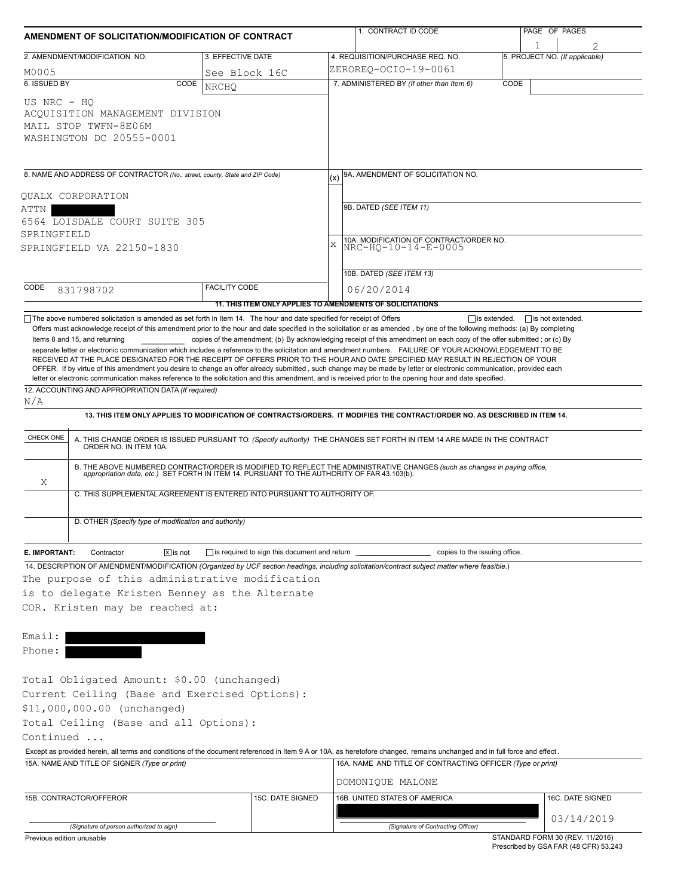# AMENDMENT OF SOLICITATION/MODIFICATION OF CONTRACT

| 1. CONTRACT ID CODE | PAGE OF PAGES |
|---|---|
| | 1 / 2 |

| 2. AMENDMENT/MODIFICATION NO. | 3. EFFECTIVE DATE | 4. REQUISITION/PURCHASE REQ. NO. | 5. PROJECT NO. (If applicable) |
|---|---|---|---|
| M0005 | See Block 16C | ZEROREQ-OCIO-19-0061 | |

**6. ISSUED BY** CODE NRCHQ

US NRC - HQ
ACQUISITION MANAGEMENT DIVISION
MAIL STOP TWFN-8E06M
WASHINGTON DC 20555-0001

**7. ADMINISTERED BY** *(If other than Item 6)* CODE

**8. NAME AND ADDRESS OF CONTRACTOR** *(No., street, county, State and ZIP Code)*

QUALX CORPORATION
ATTN [REDACTED]
6564 LOISDALE COURT SUITE 305
SPRINGFIELD
SPRINGFIELD VA 22150-1830

CODE 831798702 FACILITY CODE

(x) 9A. AMENDMENT OF SOLICITATION NO.

9B. DATED *(SEE ITEM 11)*

X 10A. MODIFICATION OF CONTRACT/ORDER NO. NRC-HQ-10-14-E-0005

10B. DATED *(SEE ITEM 13)* 06/20/2014

**11. THIS ITEM ONLY APPLIES TO AMENDMENTS OF SOLICITATIONS**

☐ The above numbered solicitation is amended as set forth in Item 14. The hour and date specified for receipt of Offers ☐ is extended, ☐ is not extended.
Offers must acknowledge receipt of this amendment prior to the hour and date specified in the solicitation or as amended , by one of the following methods: (a) By completing Items 8 and 15, and returning ________ copies of the amendment; (b) By acknowledging receipt of this amendment on each copy of the offer submitted ; or (c) By separate letter or electronic communication which includes a reference to the solicitation and amendment numbers. FAILURE OF YOUR ACKNOWLEDGEMENT TO BE RECEIVED AT THE PLACE DESIGNATED FOR THE RECEIPT OF OFFERS PRIOR TO THE HOUR AND DATE SPECIFIED MAY RESULT IN REJECTION OF YOUR OFFER. If by virtue of this amendment you desire to change an offer already submitted , such change may be made by letter or electronic communication, provided each letter or electronic communication makes reference to the solicitation and this amendment, and is received prior to the opening hour and date specified.

**12. ACCOUNTING AND APPROPRIATION DATA** *(If required)*
N/A

**13. THIS ITEM ONLY APPLIES TO MODIFICATION OF CONTRACTS/ORDERS. IT MODIFIES THE CONTRACT/ORDER NO. AS DESCRIBED IN ITEM 14.**

| CHECK ONE | |
|---|---|
| | A. THIS CHANGE ORDER IS ISSUED PURSUANT TO: *(Specify authority)* THE CHANGES SET FORTH IN ITEM 14 ARE MADE IN THE CONTRACT ORDER NO. IN ITEM 10A. |
| X | B. THE ABOVE NUMBERED CONTRACT/ORDER IS MODIFIED TO REFLECT THE ADMINISTRATIVE CHANGES *(such as changes in paying office, appropriation data, etc.)* SET FORTH IN ITEM 14, PURSUANT TO THE AUTHORITY OF FAR 43.103(b). |
| | C. THIS SUPPLEMENTAL AGREEMENT IS ENTERED INTO PURSUANT TO AUTHORITY OF: |
| | D. OTHER *(Specify type of modification and authority)* |

**E. IMPORTANT:** Contractor ☒ is not ☐ is required to sign this document and return ________ copies to the issuing office.

**14. DESCRIPTION OF AMENDMENT/MODIFICATION** *(Organized by UCF section headings, including solicitation/contract subject matter where feasible.)*

The purpose of this administrative modification is to delegate Kristen Benney as the Alternate COR. Kristen may be reached at:

Email: [REDACTED]
Phone: [REDACTED]

Total Obligated Amount: $0.00 (unchanged)
Current Ceiling (Base and Exercised Options):
$11,000,000.00 (unchanged)
Total Ceiling (Base and all Options):
Continued ...

Except as provided herein, all terms and conditions of the document referenced in Item 9 A or 10A, as heretofore changed, remains unchanged and in full force and effect.

| 15A. NAME AND TITLE OF SIGNER (Type or print) | | 16A. NAME AND TITLE OF CONTRACTING OFFICER (Type or print) | |
|---|---|---|---|
| | | DOMONIQUE MALONE | |
| 15B. CONTRACTOR/OFFEROR | 15C. DATE SIGNED | 16B. UNITED STATES OF AMERICA | 16C. DATE SIGNED |
| (Signature of person authorized to sign) | | [REDACTED] (Signature of Contracting Officer) | 03/14/2019 |

Previous edition unusable

STANDARD FORM 30 (REV. 11/2016)
Prescribed by GSA FAR (48 CFR) 53.243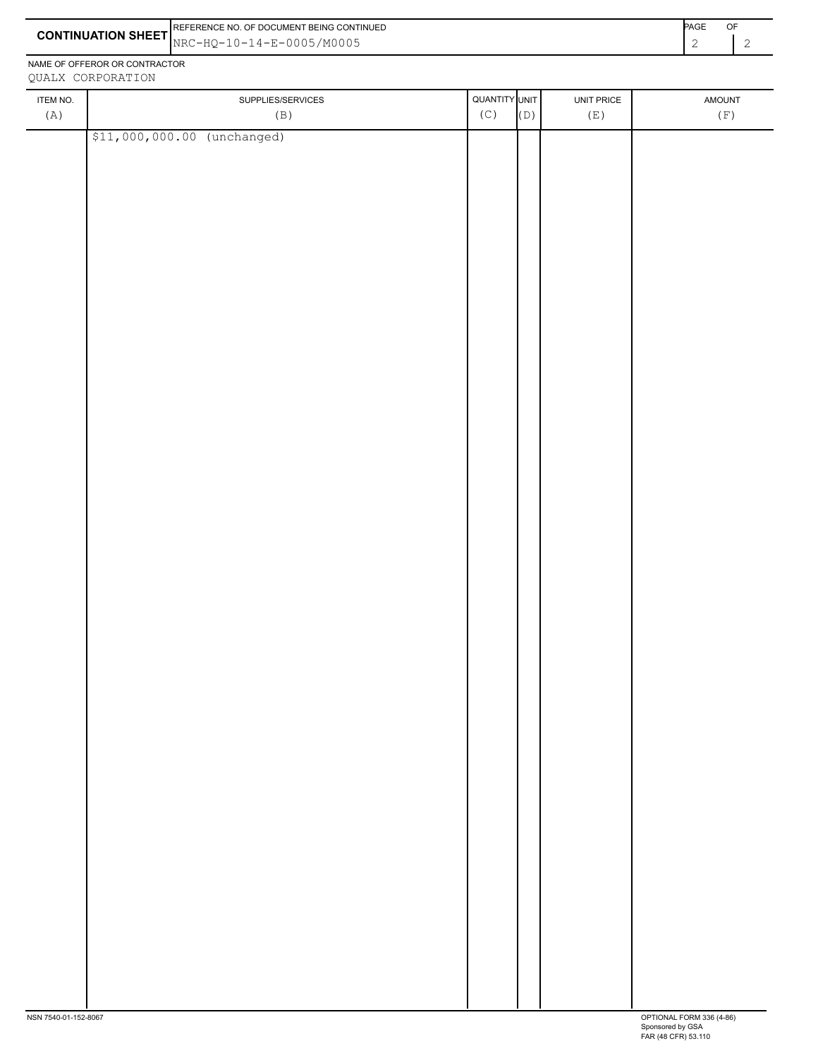**CONTINUATION SHEET**

REFERENCE NO. OF DOCUMENT BEING CONTINUED: NRC-HQ-10-14-E-0005/M0005

NAME OF OFFEROR OR CONTRACTOR: QUALX CORPORATION

| ITEM NO. (A) | SUPPLIES/SERVICES (B) | QUANTITY (C) | UNIT (D) | UNIT PRICE (E) | AMOUNT (F) |
|---|---|---|---|---|---|
| | $11,000,000.00 (unchanged) | | | | |

NSN 7540-01-152-8067

OPTIONAL FORM 336 (4-86)
Sponsored by GSA
FAR (48 CFR) 53.110